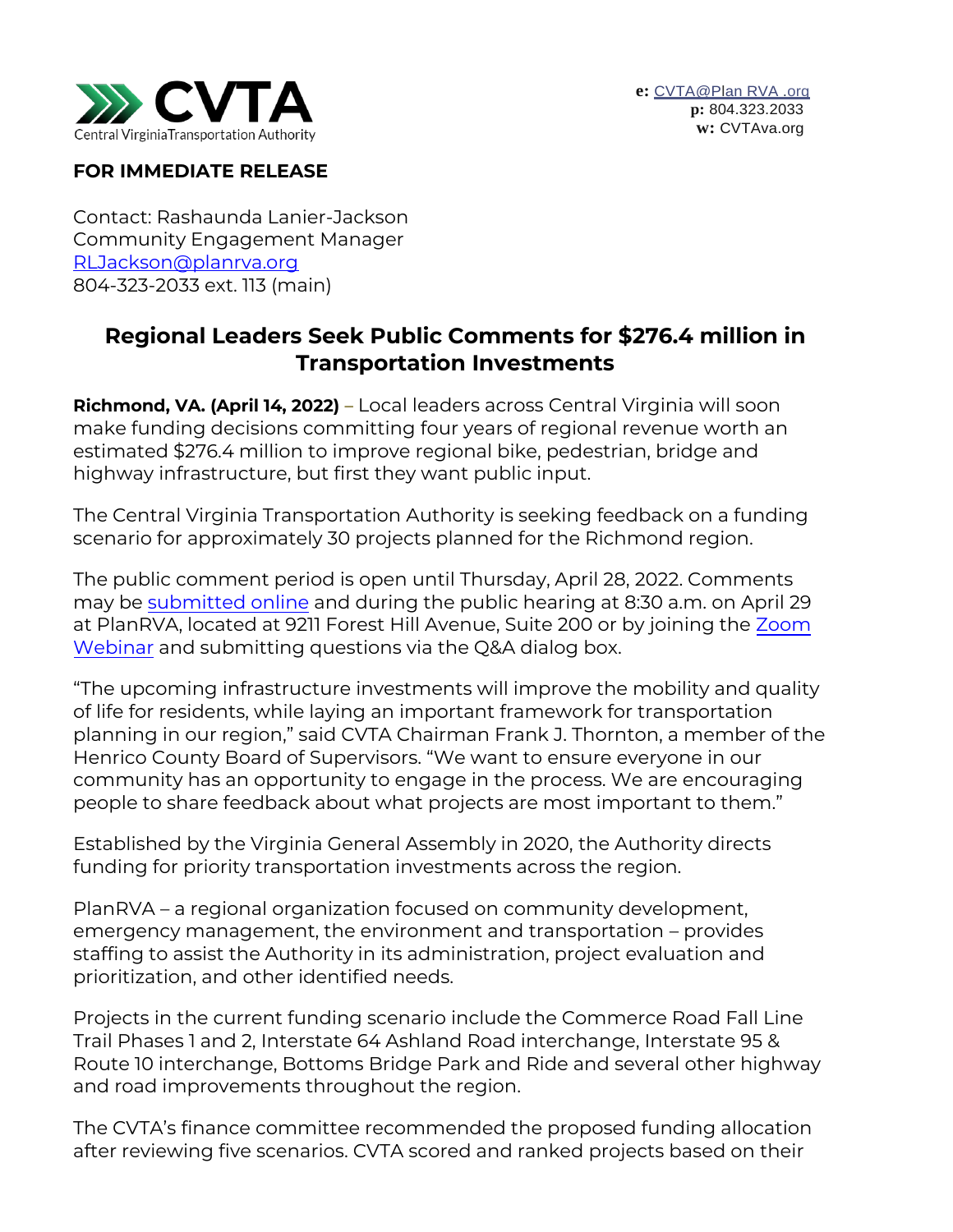CVTA
Central Virginia Transportation Authority

**e:** CVTA@Plan RVA .org
**p:** 804.323.2033
**w:** CVTAva.org

**FOR IMMEDIATE RELEASE**

Contact: Rashaunda Lanier-Jackson
Community Engagement Manager
RLJackson@planrva.org
804-323-2033 ext. 113 (main)

## Regional Leaders Seek Public Comments for $276.4 million in Transportation Investments

**Richmond, VA. (April 14, 2022)** – Local leaders across Central Virginia will soon make funding decisions committing four years of regional revenue worth an estimated $276.4 million to improve regional bike, pedestrian, bridge and highway infrastructure, but first they want public input.

The Central Virginia Transportation Authority is seeking feedback on a funding scenario for approximately 30 projects planned for the Richmond region.

The public comment period is open until Thursday, April 28, 2022. Comments may be submitted online and during the public hearing at 8:30 a.m. on April 29 at PlanRVA, located at 9211 Forest Hill Avenue, Suite 200 or by joining the Zoom Webinar and submitting questions via the Q&A dialog box.

"The upcoming infrastructure investments will improve the mobility and quality of life for residents, while laying an important framework for transportation planning in our region," said CVTA Chairman Frank J. Thornton, a member of the Henrico County Board of Supervisors. "We want to ensure everyone in our community has an opportunity to engage in the process. We are encouraging people to share feedback about what projects are most important to them."

Established by the Virginia General Assembly in 2020, the Authority directs funding for priority transportation investments across the region.

PlanRVA – a regional organization focused on community development, emergency management, the environment and transportation – provides staffing to assist the Authority in its administration, project evaluation and prioritization, and other identified needs.

Projects in the current funding scenario include the Commerce Road Fall Line Trail Phases 1 and 2, Interstate 64 Ashland Road interchange, Interstate 95 & Route 10 interchange, Bottoms Bridge Park and Ride and several other highway and road improvements throughout the region.

The CVTA's finance committee recommended the proposed funding allocation after reviewing five scenarios. CVTA scored and ranked projects based on their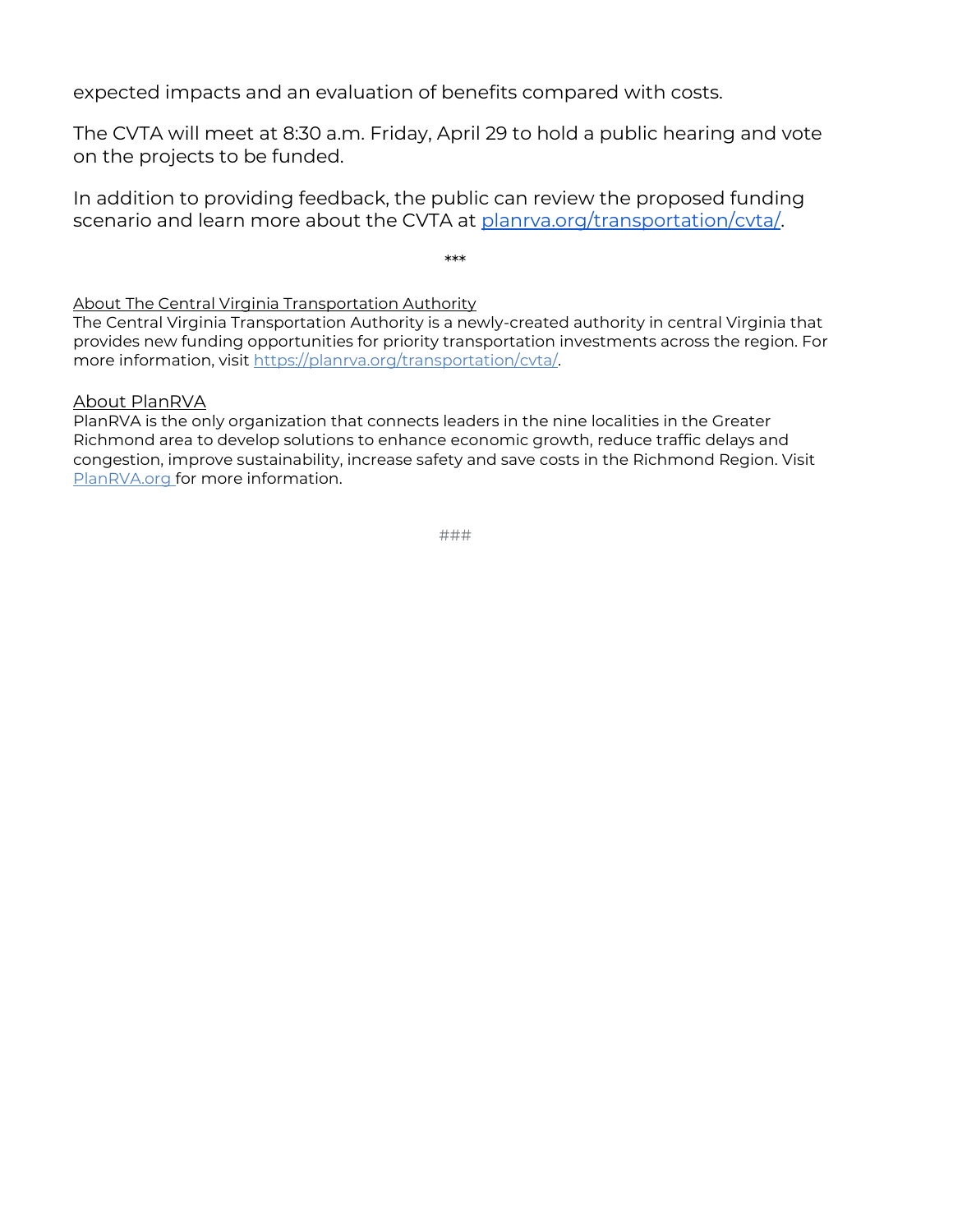expected impacts and an evaluation of benefits compared with costs.

The CVTA will meet at 8:30 a.m. Friday, April 29 to hold a public hearing and vote on the projects to be funded.

In addition to providing feedback, the public can review the proposed funding scenario and learn more about the CVTA at [planrva.org/transportation/cvta/](https://planrva.org/transportation/cvta/).

***

About The Central Virginia Transportation Authority

The Central Virginia Transportation Authority is a newly-created authority in central Virginia that provides new funding opportunities for priority transportation investments across the region. For more information, visit [https://planrva.org/transportation/cvta/](https://planrva.org/transportation/cvta/).

About PlanRVA

PlanRVA is the only organization that connects leaders in the nine localities in the Greater Richmond area to develop solutions to enhance economic growth, reduce traffic delays and congestion, improve sustainability, increase safety and save costs in the Richmond Region. Visit [PlanRVA.org](https://PlanRVA.org) for more information.

###